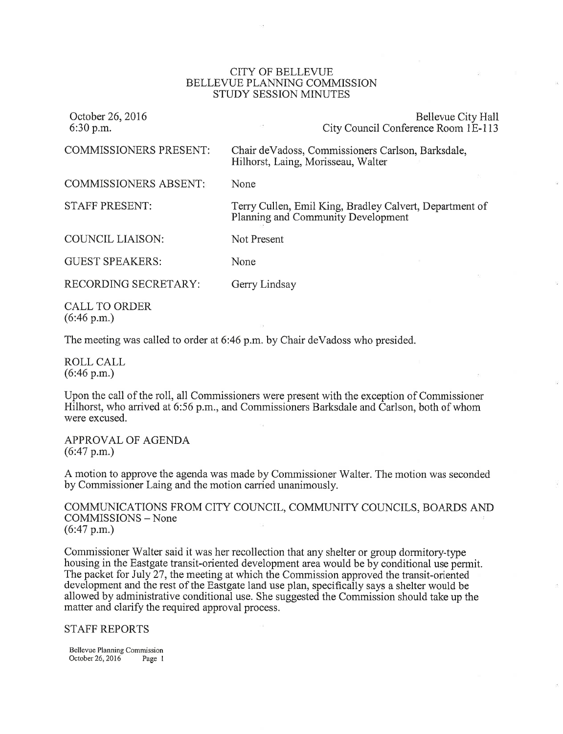# CITY OF BELLEVUE
## BELLEVUE PLANNING COMMISSION
## STUDY SESSION MINUTES

October 26, 2016
6:30 p.m.

Bellevue City Hall
City Council Conference Room 1E-113

| | |
|---|---|
| COMMISSIONERS PRESENT: | Chair deVadoss, Commissioners Carlson, Barksdale, Hilhorst, Laing, Morisseau, Walter |
| COMMISSIONERS ABSENT: | None |
| STAFF PRESENT: | Terry Cullen, Emil King, Bradley Calvert, Department of Planning and Community Development |
| COUNCIL LIAISON: | Not Present |
| GUEST SPEAKERS: | None |
| RECORDING SECRETARY: | Gerry Lindsay |

CALL TO ORDER
(6:46 p.m.)

The meeting was called to order at 6:46 p.m. by Chair deVadoss who presided.

ROLL CALL
(6:46 p.m.)

Upon the call of the roll, all Commissioners were present with the exception of Commissioner Hilhorst, who arrived at 6:56 p.m., and Commissioners Barksdale and Carlson, both of whom were excused.

APPROVAL OF AGENDA
(6:47 p.m.)

A motion to approve the agenda was made by Commissioner Walter. The motion was seconded by Commissioner Laing and the motion carried unanimously.

COMMUNICATIONS FROM CITY COUNCIL, COMMUNITY COUNCILS, BOARDS AND COMMISSIONS – None
(6:47 p.m.)

Commissioner Walter said it was her recollection that any shelter or group dormitory-type housing in the Eastgate transit-oriented development area would be by conditional use permit. The packet for July 27, the meeting at which the Commission approved the transit-oriented development and the rest of the Eastgate land use plan, specifically says a shelter would be allowed by administrative conditional use. She suggested the Commission should take up the matter and clarify the required approval process.

STAFF REPORTS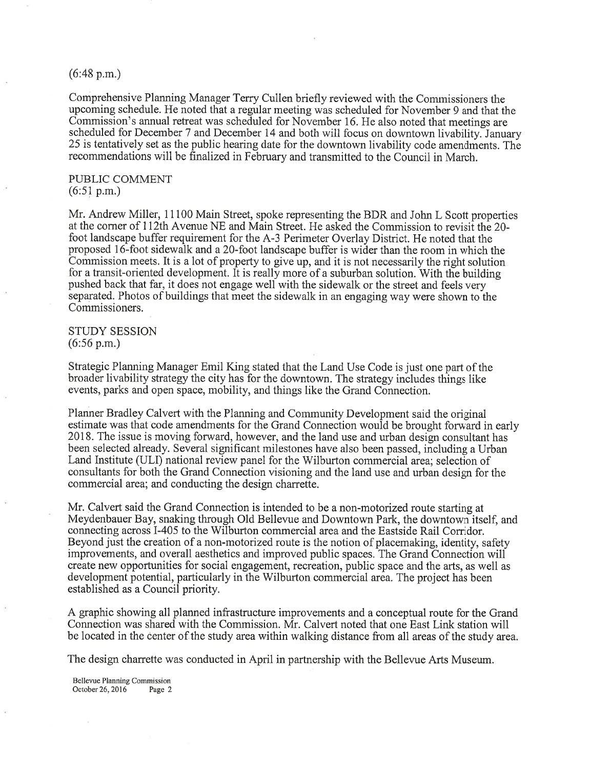(6:48 p.m.)

Comprehensive Planning Manager Terry Cullen briefly reviewed with the Commissioners the upcoming schedule. He noted that a regular meeting was scheduled for November 9 and that the Commission's annual retreat was scheduled for November 16. He also noted that meetings are scheduled for December 7 and December 14 and both will focus on downtown livability. January 25 is tentatively set as the public hearing date for the downtown livability code amendments. The recommendations will be finalized in February and transmitted to the Council in March.

PUBLIC COMMENT
(6:51 p.m.)

Mr. Andrew Miller, 11100 Main Street, spoke representing the BDR and John L Scott properties at the corner of 112th Avenue NE and Main Street. He asked the Commission to revisit the 20-foot landscape buffer requirement for the A-3 Perimeter Overlay District. He noted that the proposed 16-foot sidewalk and a 20-foot landscape buffer is wider than the room in which the Commission meets. It is a lot of property to give up, and it is not necessarily the right solution for a transit-oriented development. It is really more of a suburban solution. With the building pushed back that far, it does not engage well with the sidewalk or the street and feels very separated. Photos of buildings that meet the sidewalk in an engaging way were shown to the Commissioners.

STUDY SESSION
(6:56 p.m.)

Strategic Planning Manager Emil King stated that the Land Use Code is just one part of the broader livability strategy the city has for the downtown. The strategy includes things like events, parks and open space, mobility, and things like the Grand Connection.

Planner Bradley Calvert with the Planning and Community Development said the original estimate was that code amendments for the Grand Connection would be brought forward in early 2018. The issue is moving forward, however, and the land use and urban design consultant has been selected already. Several significant milestones have also been passed, including a Urban Land Institute (ULI) national review panel for the Wilburton commercial area; selection of consultants for both the Grand Connection visioning and the land use and urban design for the commercial area; and conducting the design charrette.

Mr. Calvert said the Grand Connection is intended to be a non-motorized route starting at Meydenbauer Bay, snaking through Old Bellevue and Downtown Park, the downtown itself, and connecting across I-405 to the Wilburton commercial area and the Eastside Rail Corridor. Beyond just the creation of a non-motorized route is the notion of placemaking, identity, safety improvements, and overall aesthetics and improved public spaces. The Grand Connection will create new opportunities for social engagement, recreation, public space and the arts, as well as development potential, particularly in the Wilburton commercial area. The project has been established as a Council priority.

A graphic showing all planned infrastructure improvements and a conceptual route for the Grand Connection was shared with the Commission. Mr. Calvert noted that one East Link station will be located in the center of the study area within walking distance from all areas of the study area.

The design charrette was conducted in April in partnership with the Bellevue Arts Museum.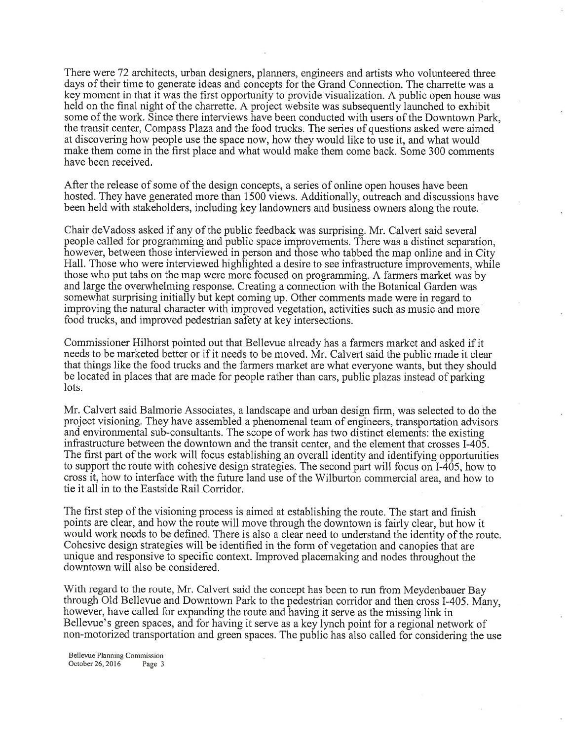There were 72 architects, urban designers, planners, engineers and artists who volunteered three days of their time to generate ideas and concepts for the Grand Connection. The charrette was a key moment in that it was the first opportunity to provide visualization. A public open house was held on the final night of the charrette. A project website was subsequently launched to exhibit some of the work. Since there interviews have been conducted with users of the Downtown Park, the transit center, Compass Plaza and the food trucks. The series of questions asked were aimed at discovering how people use the space now, how they would like to use it, and what would make them come in the first place and what would make them come back. Some 300 comments have been received.

After the release of some of the design concepts, a series of online open houses have been hosted. They have generated more than 1500 views. Additionally, outreach and discussions have been held with stakeholders, including key landowners and business owners along the route.

Chair deVadoss asked if any of the public feedback was surprising. Mr. Calvert said several people called for programming and public space improvements. There was a distinct separation, however, between those interviewed in person and those who tabbed the map online and in City Hall. Those who were interviewed highlighted a desire to see infrastructure improvements, while those who put tabs on the map were more focused on programming. A farmers market was by and large the overwhelming response. Creating a connection with the Botanical Garden was somewhat surprising initially but kept coming up. Other comments made were in regard to improving the natural character with improved vegetation, activities such as music and more food trucks, and improved pedestrian safety at key intersections.

Commissioner Hilhorst pointed out that Bellevue already has a farmers market and asked if it needs to be marketed better or if it needs to be moved. Mr. Calvert said the public made it clear that things like the food trucks and the farmers market are what everyone wants, but they should be located in places that are made for people rather than cars, public plazas instead of parking lots.

Mr. Calvert said Balmorie Associates, a landscape and urban design firm, was selected to do the project visioning. They have assembled a phenomenal team of engineers, transportation advisors and environmental sub-consultants. The scope of work has two distinct elements: the existing infrastructure between the downtown and the transit center, and the element that crosses I-405. The first part of the work will focus establishing an overall identity and identifying opportunities to support the route with cohesive design strategies. The second part will focus on I-405, how to cross it, how to interface with the future land use of the Wilburton commercial area, and how to tie it all in to the Eastside Rail Corridor.

The first step of the visioning process is aimed at establishing the route. The start and finish points are clear, and how the route will move through the downtown is fairly clear, but how it would work needs to be defined. There is also a clear need to understand the identity of the route. Cohesive design strategies will be identified in the form of vegetation and canopies that are unique and responsive to specific context. Improved placemaking and nodes throughout the downtown will also be considered.

With regard to the route, Mr. Calvert said the concept has been to run from Meydenbauer Bay through Old Bellevue and Downtown Park to the pedestrian corridor and then cross I-405. Many, however, have called for expanding the route and having it serve as the missing link in Bellevue's green spaces, and for having it serve as a key lynch point for a regional network of non-motorized transportation and green spaces. The public has also called for considering the use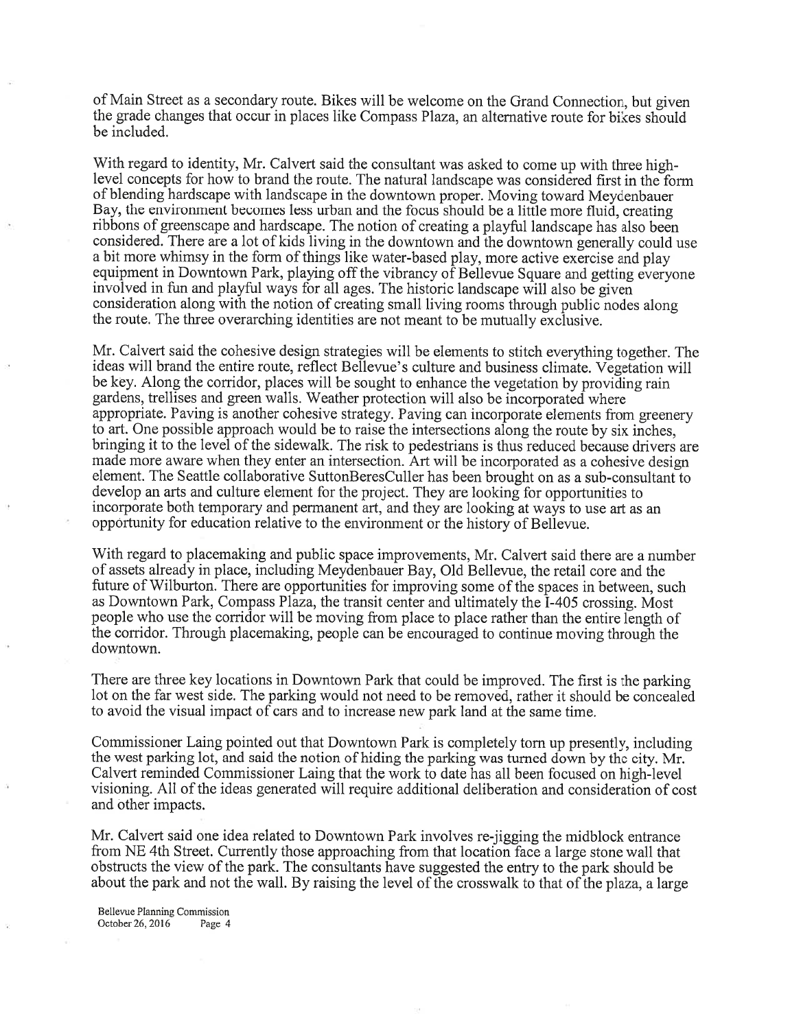of Main Street as a secondary route. Bikes will be welcome on the Grand Connection, but given the grade changes that occur in places like Compass Plaza, an alternative route for bikes should be included.

With regard to identity, Mr. Calvert said the consultant was asked to come up with three high-level concepts for how to brand the route. The natural landscape was considered first in the form of blending hardscape with landscape in the downtown proper. Moving toward Meydenbauer Bay, the environment becomes less urban and the focus should be a little more fluid, creating ribbons of greenscape and hardscape. The notion of creating a playful landscape has also been considered. There are a lot of kids living in the downtown and the downtown generally could use a bit more whimsy in the form of things like water-based play, more active exercise and play equipment in Downtown Park, playing off the vibrancy of Bellevue Square and getting everyone involved in fun and playful ways for all ages. The historic landscape will also be given consideration along with the notion of creating small living rooms through public nodes along the route. The three overarching identities are not meant to be mutually exclusive.

Mr. Calvert said the cohesive design strategies will be elements to stitch everything together. The ideas will brand the entire route, reflect Bellevue's culture and business climate. Vegetation will be key. Along the corridor, places will be sought to enhance the vegetation by providing rain gardens, trellises and green walls. Weather protection will also be incorporated where appropriate. Paving is another cohesive strategy. Paving can incorporate elements from greenery to art. One possible approach would be to raise the intersections along the route by six inches, bringing it to the level of the sidewalk. The risk to pedestrians is thus reduced because drivers are made more aware when they enter an intersection. Art will be incorporated as a cohesive design element. The Seattle collaborative SuttonBeresCuller has been brought on as a sub-consultant to develop an arts and culture element for the project. They are looking for opportunities to incorporate both temporary and permanent art, and they are looking at ways to use art as an opportunity for education relative to the environment or the history of Bellevue.

With regard to placemaking and public space improvements, Mr. Calvert said there are a number of assets already in place, including Meydenbauer Bay, Old Bellevue, the retail core and the future of Wilburton. There are opportunities for improving some of the spaces in between, such as Downtown Park, Compass Plaza, the transit center and ultimately the I-405 crossing. Most people who use the corridor will be moving from place to place rather than the entire length of the corridor. Through placemaking, people can be encouraged to continue moving through the downtown.

There are three key locations in Downtown Park that could be improved. The first is the parking lot on the far west side. The parking would not need to be removed, rather it should be concealed to avoid the visual impact of cars and to increase new park land at the same time.

Commissioner Laing pointed out that Downtown Park is completely torn up presently, including the west parking lot, and said the notion of hiding the parking was turned down by the city. Mr. Calvert reminded Commissioner Laing that the work to date has all been focused on high-level visioning. All of the ideas generated will require additional deliberation and consideration of cost and other impacts.

Mr. Calvert said one idea related to Downtown Park involves re-jigging the midblock entrance from NE 4th Street. Currently those approaching from that location face a large stone wall that obstructs the view of the park. The consultants have suggested the entry to the park should be about the park and not the wall. By raising the level of the crosswalk to that of the plaza, a large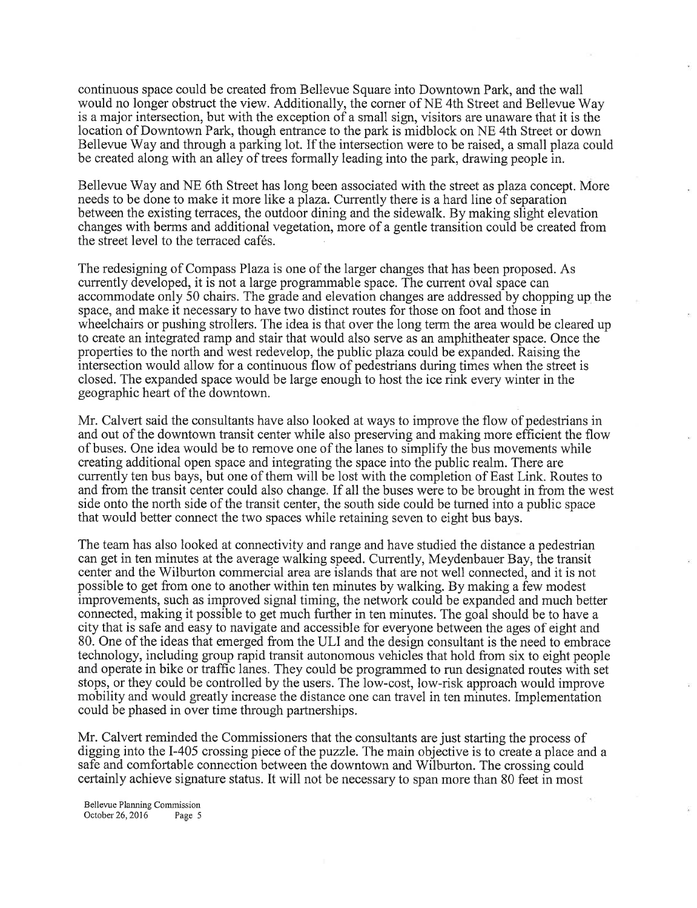continuous space could be created from Bellevue Square into Downtown Park, and the wall would no longer obstruct the view. Additionally, the corner of NE 4th Street and Bellevue Way is a major intersection, but with the exception of a small sign, visitors are unaware that it is the location of Downtown Park, though entrance to the park is midblock on NE 4th Street or down Bellevue Way and through a parking lot. If the intersection were to be raised, a small plaza could be created along with an alley of trees formally leading into the park, drawing people in.

Bellevue Way and NE 6th Street has long been associated with the street as plaza concept. More needs to be done to make it more like a plaza. Currently there is a hard line of separation between the existing terraces, the outdoor dining and the sidewalk. By making slight elevation changes with berms and additional vegetation, more of a gentle transition could be created from the street level to the terraced cafés.

The redesigning of Compass Plaza is one of the larger changes that has been proposed. As currently developed, it is not a large programmable space. The current oval space can accommodate only 50 chairs. The grade and elevation changes are addressed by chopping up the space, and make it necessary to have two distinct routes for those on foot and those in wheelchairs or pushing strollers. The idea is that over the long term the area would be cleared up to create an integrated ramp and stair that would also serve as an amphitheater space. Once the properties to the north and west redevelop, the public plaza could be expanded. Raising the intersection would allow for a continuous flow of pedestrians during times when the street is closed. The expanded space would be large enough to host the ice rink every winter in the geographic heart of the downtown.

Mr. Calvert said the consultants have also looked at ways to improve the flow of pedestrians in and out of the downtown transit center while also preserving and making more efficient the flow of buses. One idea would be to remove one of the lanes to simplify the bus movements while creating additional open space and integrating the space into the public realm. There are currently ten bus bays, but one of them will be lost with the completion of East Link. Routes to and from the transit center could also change. If all the buses were to be brought in from the west side onto the north side of the transit center, the south side could be turned into a public space that would better connect the two spaces while retaining seven to eight bus bays.

The team has also looked at connectivity and range and have studied the distance a pedestrian can get in ten minutes at the average walking speed. Currently, Meydenbauer Bay, the transit center and the Wilburton commercial area are islands that are not well connected, and it is not possible to get from one to another within ten minutes by walking. By making a few modest improvements, such as improved signal timing, the network could be expanded and much better connected, making it possible to get much further in ten minutes. The goal should be to have a city that is safe and easy to navigate and accessible for everyone between the ages of eight and 80. One of the ideas that emerged from the ULI and the design consultant is the need to embrace technology, including group rapid transit autonomous vehicles that hold from six to eight people and operate in bike or traffic lanes. They could be programmed to run designated routes with set stops, or they could be controlled by the users. The low-cost, low-risk approach would improve mobility and would greatly increase the distance one can travel in ten minutes. Implementation could be phased in over time through partnerships.

Mr. Calvert reminded the Commissioners that the consultants are just starting the process of digging into the I-405 crossing piece of the puzzle. The main objective is to create a place and a safe and comfortable connection between the downtown and Wilburton. The crossing could certainly achieve signature status. It will not be necessary to span more than 80 feet in most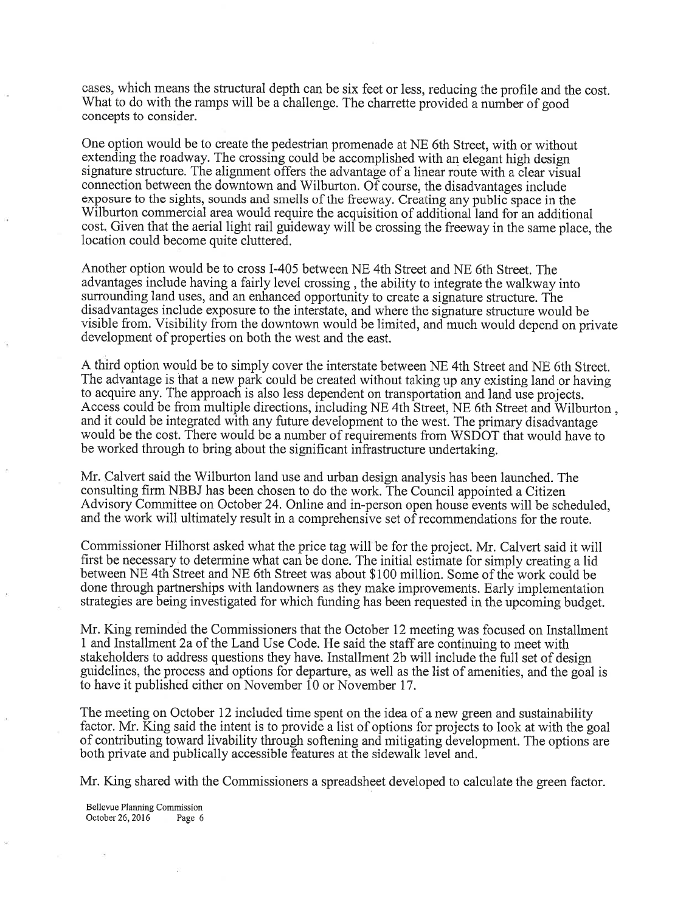cases, which means the structural depth can be six feet or less, reducing the profile and the cost. What to do with the ramps will be a challenge. The charrette provided a number of good concepts to consider.

One option would be to create the pedestrian promenade at NE 6th Street, with or without extending the roadway. The crossing could be accomplished with an elegant high design signature structure. The alignment offers the advantage of a linear route with a clear visual connection between the downtown and Wilburton. Of course, the disadvantages include exposure to the sights, sounds and smells of the freeway. Creating any public space in the Wilburton commercial area would require the acquisition of additional land for an additional cost. Given that the aerial light rail guideway will be crossing the freeway in the same place, the location could become quite cluttered.

Another option would be to cross I-405 between NE 4th Street and NE 6th Street. The advantages include having a fairly level crossing , the ability to integrate the walkway into surrounding land uses, and an enhanced opportunity to create a signature structure. The disadvantages include exposure to the interstate, and where the signature structure would be visible from. Visibility from the downtown would be limited, and much would depend on private development of properties on both the west and the east.

A third option would be to simply cover the interstate between NE 4th Street and NE 6th Street. The advantage is that a new park could be created without taking up any existing land or having to acquire any. The approach is also less dependent on transportation and land use projects. Access could be from multiple directions, including NE 4th Street, NE 6th Street and Wilburton , and it could be integrated with any future development to the west. The primary disadvantage would be the cost. There would be a number of requirements from WSDOT that would have to be worked through to bring about the significant infrastructure undertaking.

Mr. Calvert said the Wilburton land use and urban design analysis has been launched. The consulting firm NBBJ has been chosen to do the work. The Council appointed a Citizen Advisory Committee on October 24. Online and in-person open house events will be scheduled, and the work will ultimately result in a comprehensive set of recommendations for the route.

Commissioner Hilhorst asked what the price tag will be for the project. Mr. Calvert said it will first be necessary to determine what can be done. The initial estimate for simply creating a lid between NE 4th Street and NE 6th Street was about $100 million. Some of the work could be done through partnerships with landowners as they make improvements. Early implementation strategies are being investigated for which funding has been requested in the upcoming budget.

Mr. King reminded the Commissioners that the October 12 meeting was focused on Installment 1 and Installment 2a of the Land Use Code. He said the staff are continuing to meet with stakeholders to address questions they have. Installment 2b will include the full set of design guidelines, the process and options for departure, as well as the list of amenities, and the goal is to have it published either on November 10 or November 17.

The meeting on October 12 included time spent on the idea of a new green and sustainability factor. Mr. King said the intent is to provide a list of options for projects to look at with the goal of contributing toward livability through softening and mitigating development. The options are both private and publically accessible features at the sidewalk level and.

Mr. King shared with the Commissioners a spreadsheet developed to calculate the green factor.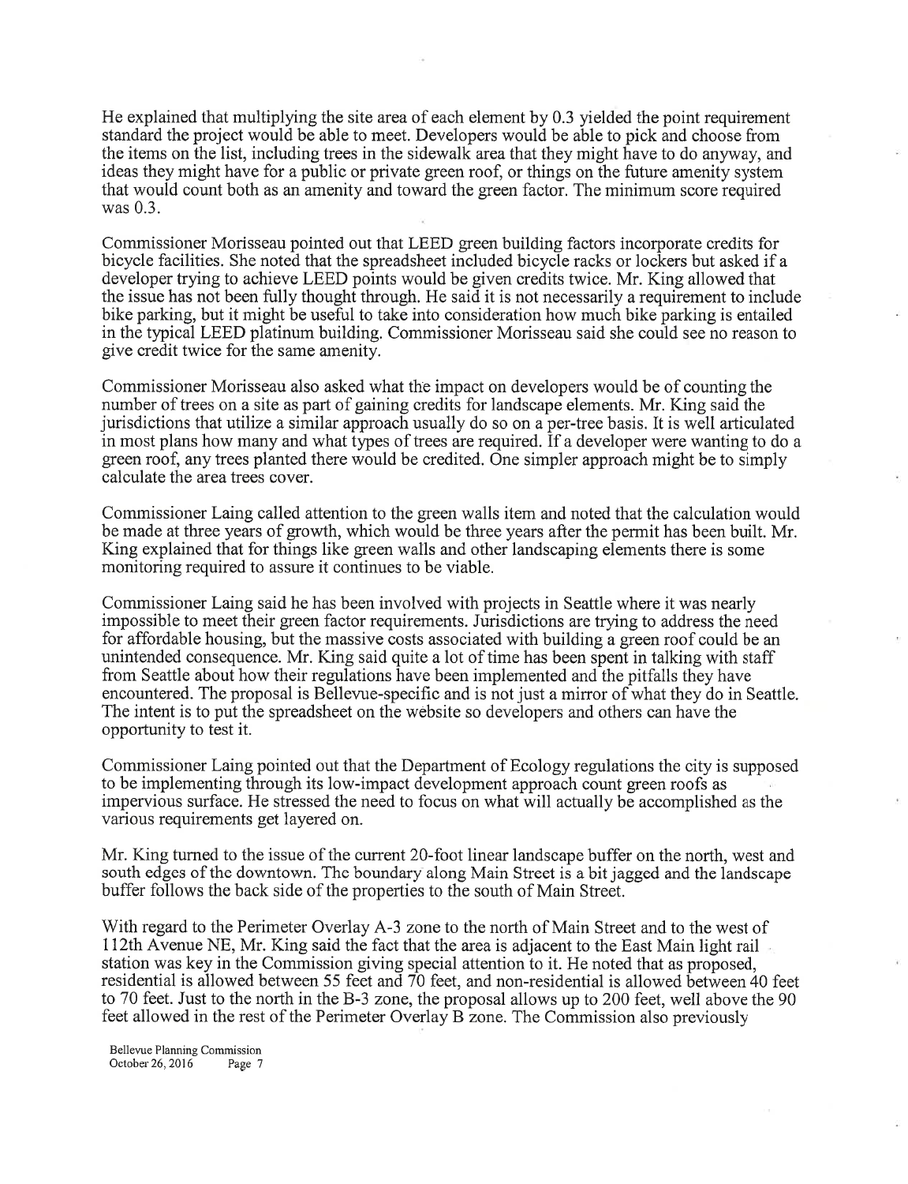He explained that multiplying the site area of each element by 0.3 yielded the point requirement standard the project would be able to meet. Developers would be able to pick and choose from the items on the list, including trees in the sidewalk area that they might have to do anyway, and ideas they might have for a public or private green roof, or things on the future amenity system that would count both as an amenity and toward the green factor. The minimum score required was 0.3.

Commissioner Morisseau pointed out that LEED green building factors incorporate credits for bicycle facilities. She noted that the spreadsheet included bicycle racks or lockers but asked if a developer trying to achieve LEED points would be given credits twice. Mr. King allowed that the issue has not been fully thought through. He said it is not necessarily a requirement to include bike parking, but it might be useful to take into consideration how much bike parking is entailed in the typical LEED platinum building. Commissioner Morisseau said she could see no reason to give credit twice for the same amenity.

Commissioner Morisseau also asked what the impact on developers would be of counting the number of trees on a site as part of gaining credits for landscape elements. Mr. King said the jurisdictions that utilize a similar approach usually do so on a per-tree basis. It is well articulated in most plans how many and what types of trees are required. If a developer were wanting to do a green roof, any trees planted there would be credited. One simpler approach might be to simply calculate the area trees cover.

Commissioner Laing called attention to the green walls item and noted that the calculation would be made at three years of growth, which would be three years after the permit has been built. Mr. King explained that for things like green walls and other landscaping elements there is some monitoring required to assure it continues to be viable.

Commissioner Laing said he has been involved with projects in Seattle where it was nearly impossible to meet their green factor requirements. Jurisdictions are trying to address the need for affordable housing, but the massive costs associated with building a green roof could be an unintended consequence. Mr. King said quite a lot of time has been spent in talking with staff from Seattle about how their regulations have been implemented and the pitfalls they have encountered. The proposal is Bellevue-specific and is not just a mirror of what they do in Seattle. The intent is to put the spreadsheet on the website so developers and others can have the opportunity to test it.

Commissioner Laing pointed out that the Department of Ecology regulations the city is supposed to be implementing through its low-impact development approach count green roofs as impervious surface. He stressed the need to focus on what will actually be accomplished as the various requirements get layered on.

Mr. King turned to the issue of the current 20-foot linear landscape buffer on the north, west and south edges of the downtown. The boundary along Main Street is a bit jagged and the landscape buffer follows the back side of the properties to the south of Main Street.

With regard to the Perimeter Overlay A-3 zone to the north of Main Street and to the west of 112th Avenue NE, Mr. King said the fact that the area is adjacent to the East Main light rail station was key in the Commission giving special attention to it. He noted that as proposed, residential is allowed between 55 feet and 70 feet, and non-residential is allowed between 40 feet to 70 feet. Just to the north in the B-3 zone, the proposal allows up to 200 feet, well above the 90 feet allowed in the rest of the Perimeter Overlay B zone. The Commission also previously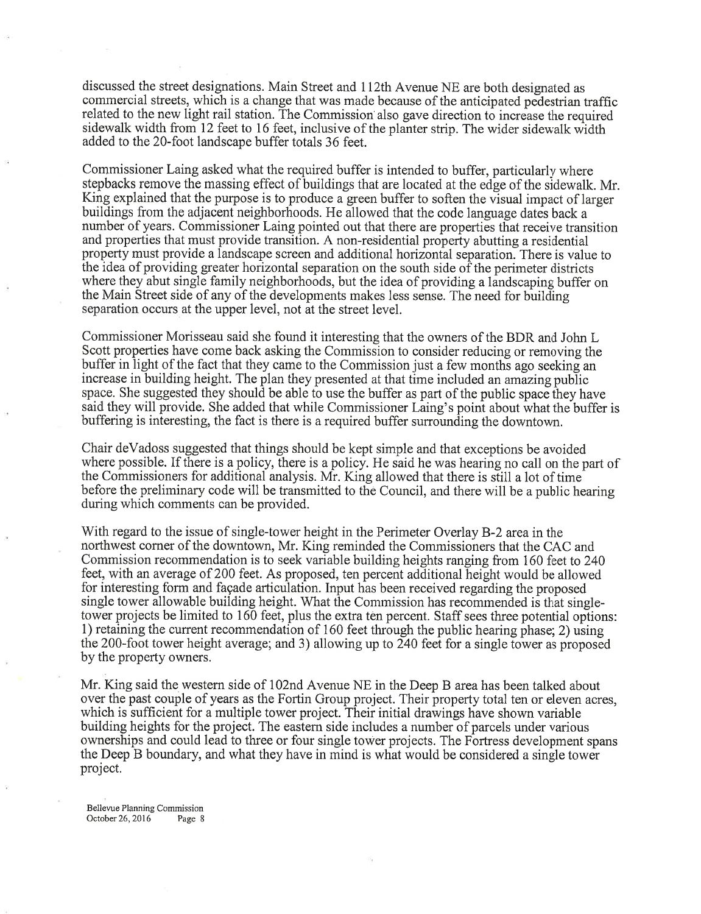discussed the street designations. Main Street and 112th Avenue NE are both designated as commercial streets, which is a change that was made because of the anticipated pedestrian traffic related to the new light rail station. The Commission also gave direction to increase the required sidewalk width from 12 feet to 16 feet, inclusive of the planter strip. The wider sidewalk width added to the 20-foot landscape buffer totals 36 feet.

Commissioner Laing asked what the required buffer is intended to buffer, particularly where stepbacks remove the massing effect of buildings that are located at the edge of the sidewalk. Mr. King explained that the purpose is to produce a green buffer to soften the visual impact of larger buildings from the adjacent neighborhoods. He allowed that the code language dates back a number of years. Commissioner Laing pointed out that there are properties that receive transition and properties that must provide transition. A non-residential property abutting a residential property must provide a landscape screen and additional horizontal separation. There is value to the idea of providing greater horizontal separation on the south side of the perimeter districts where they abut single family neighborhoods, but the idea of providing a landscaping buffer on the Main Street side of any of the developments makes less sense. The need for building separation occurs at the upper level, not at the street level.

Commissioner Morisseau said she found it interesting that the owners of the BDR and John L Scott properties have come back asking the Commission to consider reducing or removing the buffer in light of the fact that they came to the Commission just a few months ago seeking an increase in building height. The plan they presented at that time included an amazing public space. She suggested they should be able to use the buffer as part of the public space they have said they will provide. She added that while Commissioner Laing's point about what the buffer is buffering is interesting, the fact is there is a required buffer surrounding the downtown.

Chair deVadoss suggested that things should be kept simple and that exceptions be avoided where possible. If there is a policy, there is a policy. He said he was hearing no call on the part of the Commissioners for additional analysis. Mr. King allowed that there is still a lot of time before the preliminary code will be transmitted to the Council, and there will be a public hearing during which comments can be provided.

With regard to the issue of single-tower height in the Perimeter Overlay B-2 area in the northwest corner of the downtown, Mr. King reminded the Commissioners that the CAC and Commission recommendation is to seek variable building heights ranging from 160 feet to 240 feet, with an average of 200 feet. As proposed, ten percent additional height would be allowed for interesting form and façade articulation. Input has been received regarding the proposed single tower allowable building height. What the Commission has recommended is that single-tower projects be limited to 160 feet, plus the extra ten percent. Staff sees three potential options: 1) retaining the current recommendation of 160 feet through the public hearing phase; 2) using the 200-foot tower height average; and 3) allowing up to 240 feet for a single tower as proposed by the property owners.

Mr. King said the western side of 102nd Avenue NE in the Deep B area has been talked about over the past couple of years as the Fortin Group project. Their property total ten or eleven acres, which is sufficient for a multiple tower project. Their initial drawings have shown variable building heights for the project. The eastern side includes a number of parcels under various ownerships and could lead to three or four single tower projects. The Fortress development spans the Deep B boundary, and what they have in mind is what would be considered a single tower project.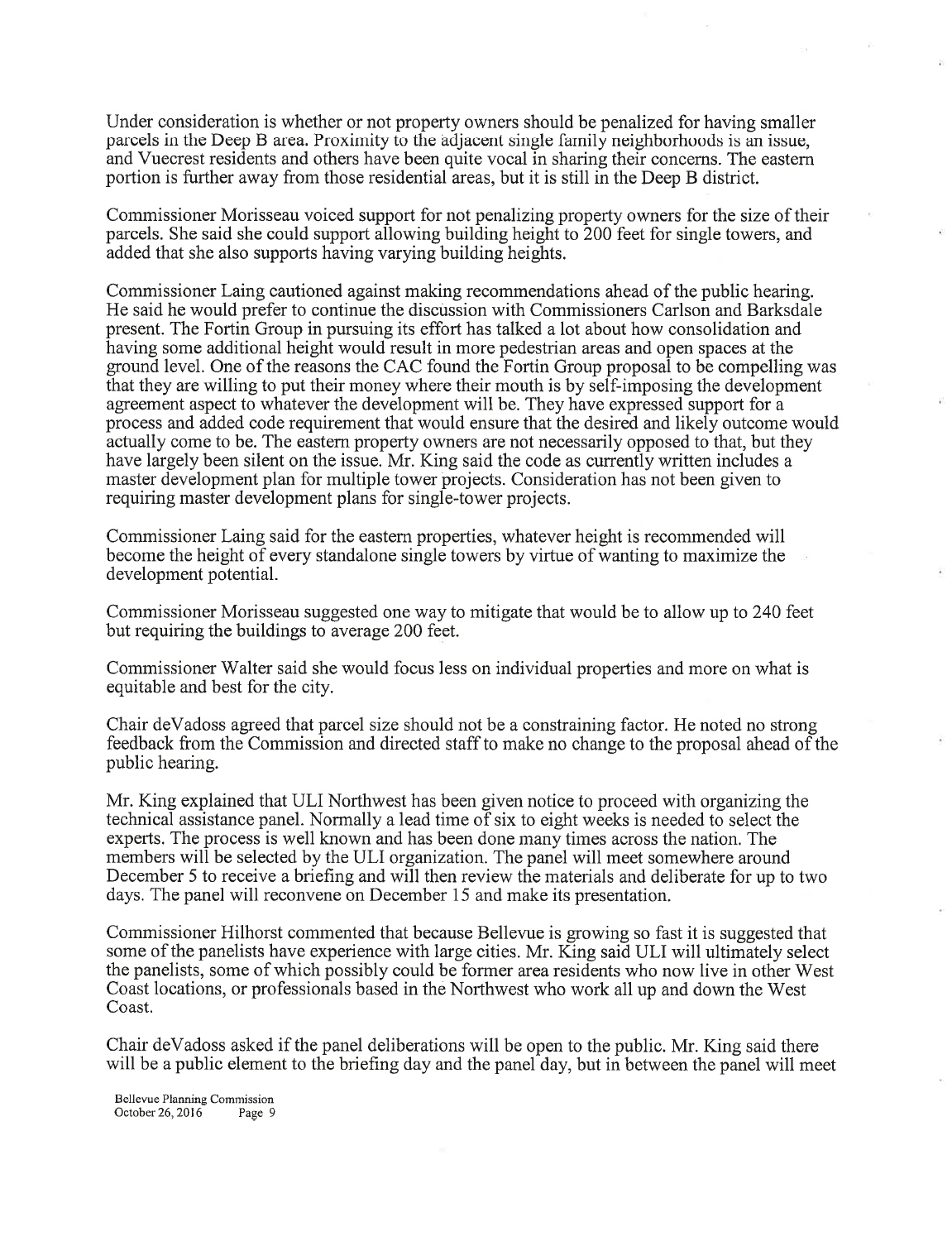Under consideration is whether or not property owners should be penalized for having smaller parcels in the Deep B area. Proximity to the adjacent single family neighborhoods is an issue, and Vuecrest residents and others have been quite vocal in sharing their concerns. The eastern portion is further away from those residential areas, but it is still in the Deep B district.

Commissioner Morisseau voiced support for not penalizing property owners for the size of their parcels. She said she could support allowing building height to 200 feet for single towers, and added that she also supports having varying building heights.

Commissioner Laing cautioned against making recommendations ahead of the public hearing. He said he would prefer to continue the discussion with Commissioners Carlson and Barksdale present. The Fortin Group in pursuing its effort has talked a lot about how consolidation and having some additional height would result in more pedestrian areas and open spaces at the ground level. One of the reasons the CAC found the Fortin Group proposal to be compelling was that they are willing to put their money where their mouth is by self-imposing the development agreement aspect to whatever the development will be. They have expressed support for a process and added code requirement that would ensure that the desired and likely outcome would actually come to be. The eastern property owners are not necessarily opposed to that, but they have largely been silent on the issue. Mr. King said the code as currently written includes a master development plan for multiple tower projects. Consideration has not been given to requiring master development plans for single-tower projects.

Commissioner Laing said for the eastern properties, whatever height is recommended will become the height of every standalone single towers by virtue of wanting to maximize the development potential.

Commissioner Morisseau suggested one way to mitigate that would be to allow up to 240 feet but requiring the buildings to average 200 feet.

Commissioner Walter said she would focus less on individual properties and more on what is equitable and best for the city.

Chair deVadoss agreed that parcel size should not be a constraining factor. He noted no strong feedback from the Commission and directed staff to make no change to the proposal ahead of the public hearing.

Mr. King explained that ULI Northwest has been given notice to proceed with organizing the technical assistance panel. Normally a lead time of six to eight weeks is needed to select the experts. The process is well known and has been done many times across the nation. The members will be selected by the ULI organization. The panel will meet somewhere around December 5 to receive a briefing and will then review the materials and deliberate for up to two days. The panel will reconvene on December 15 and make its presentation.

Commissioner Hilhorst commented that because Bellevue is growing so fast it is suggested that some of the panelists have experience with large cities. Mr. King said ULI will ultimately select the panelists, some of which possibly could be former area residents who now live in other West Coast locations, or professionals based in the Northwest who work all up and down the West Coast.

Chair deVadoss asked if the panel deliberations will be open to the public. Mr. King said there will be a public element to the briefing day and the panel day, but in between the panel will meet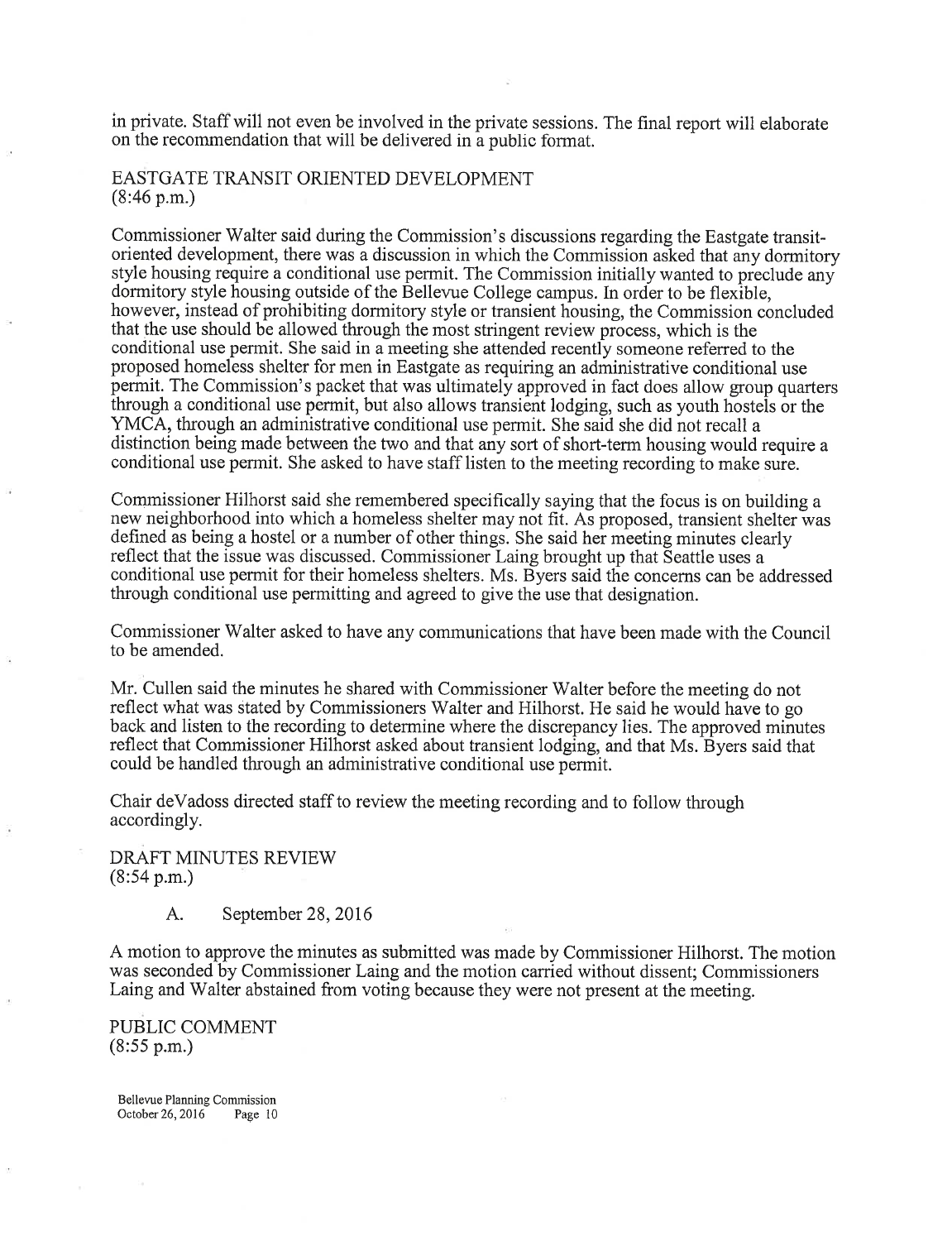in private. Staff will not even be involved in the private sessions. The final report will elaborate on the recommendation that will be delivered in a public format.

EASTGATE TRANSIT ORIENTED DEVELOPMENT
(8:46 p.m.)

Commissioner Walter said during the Commission's discussions regarding the Eastgate transit-oriented development, there was a discussion in which the Commission asked that any dormitory style housing require a conditional use permit. The Commission initially wanted to preclude any dormitory style housing outside of the Bellevue College campus. In order to be flexible, however, instead of prohibiting dormitory style or transient housing, the Commission concluded that the use should be allowed through the most stringent review process, which is the conditional use permit. She said in a meeting she attended recently someone referred to the proposed homeless shelter for men in Eastgate as requiring an administrative conditional use permit. The Commission's packet that was ultimately approved in fact does allow group quarters through a conditional use permit, but also allows transient lodging, such as youth hostels or the YMCA, through an administrative conditional use permit. She said she did not recall a distinction being made between the two and that any sort of short-term housing would require a conditional use permit. She asked to have staff listen to the meeting recording to make sure.

Commissioner Hilhorst said she remembered specifically saying that the focus is on building a new neighborhood into which a homeless shelter may not fit. As proposed, transient shelter was defined as being a hostel or a number of other things. She said her meeting minutes clearly reflect that the issue was discussed. Commissioner Laing brought up that Seattle uses a conditional use permit for their homeless shelters. Ms. Byers said the concerns can be addressed through conditional use permitting and agreed to give the use that designation.

Commissioner Walter asked to have any communications that have been made with the Council to be amended.

Mr. Cullen said the minutes he shared with Commissioner Walter before the meeting do not reflect what was stated by Commissioners Walter and Hilhorst. He said he would have to go back and listen to the recording to determine where the discrepancy lies. The approved minutes reflect that Commissioner Hilhorst asked about transient lodging, and that Ms. Byers said that could be handled through an administrative conditional use permit.

Chair deVadoss directed staff to review the meeting recording and to follow through accordingly.

DRAFT MINUTES REVIEW
(8:54 p.m.)

A. September 28, 2016

A motion to approve the minutes as submitted was made by Commissioner Hilhorst. The motion was seconded by Commissioner Laing and the motion carried without dissent; Commissioners Laing and Walter abstained from voting because they were not present at the meeting.

PUBLIC COMMENT
(8:55 p.m.)